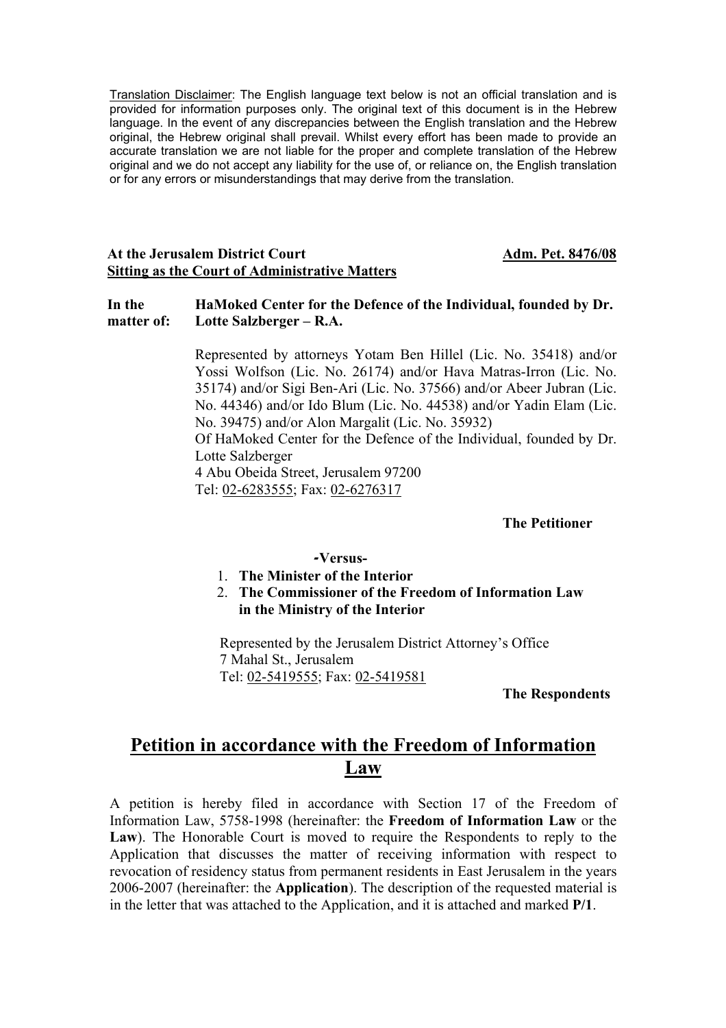Translation Disclaimer: The English language text below is not an official translation and is provided for information purposes only. The original text of this document is in the Hebrew language. In the event of any discrepancies between the English translation and the Hebrew original, the Hebrew original shall prevail. Whilst every effort has been made to provide an accurate translation we are not liable for the proper and complete translation of the Hebrew original and we do not accept any liability for the use of, or reliance on, the English translation or for any errors or misunderstandings that may derive from the translation.

**At the Jerusalem District Court** **Adm. Pet. 8476/08**
**Sitting as the Court of Administrative Matters**

**In the matter of:** **HaMoked Center for the Defence of the Individual, founded by Dr. Lotte Salzberger – R.A.**

Represented by attorneys Yotam Ben Hillel (Lic. No. 35418) and/or Yossi Wolfson (Lic. No. 26174) and/or Hava Matras-Irron (Lic. No. 35174) and/or Sigi Ben-Ari (Lic. No. 37566) and/or Abeer Jubran (Lic. No. 44346) and/or Ido Blum (Lic. No. 44538) and/or Yadin Elam (Lic. No. 39475) and/or Alon Margalit (Lic. No. 35932)
Of HaMoked Center for the Defence of the Individual, founded by Dr. Lotte Salzberger
4 Abu Obeida Street, Jerusalem 97200
Tel: 02-6283555; Fax: 02-6276317

**The Petitioner**

**-Versus-**

1. **The Minister of the Interior**
2. **The Commissioner of the Freedom of Information Law in the Ministry of the Interior**

Represented by the Jerusalem District Attorney's Office
7 Mahal St., Jerusalem
Tel: 02-5419555; Fax: 02-5419581

**The Respondents**

# Petition in accordance with the Freedom of Information Law

A petition is hereby filed in accordance with Section 17 of the Freedom of Information Law, 5758-1998 (hereinafter: the **Freedom of Information Law** or the **Law**). The Honorable Court is moved to require the Respondents to reply to the Application that discusses the matter of receiving information with respect to revocation of residency status from permanent residents in East Jerusalem in the years 2006-2007 (hereinafter: the **Application**). The description of the requested material is in the letter that was attached to the Application, and it is attached and marked **P/1**.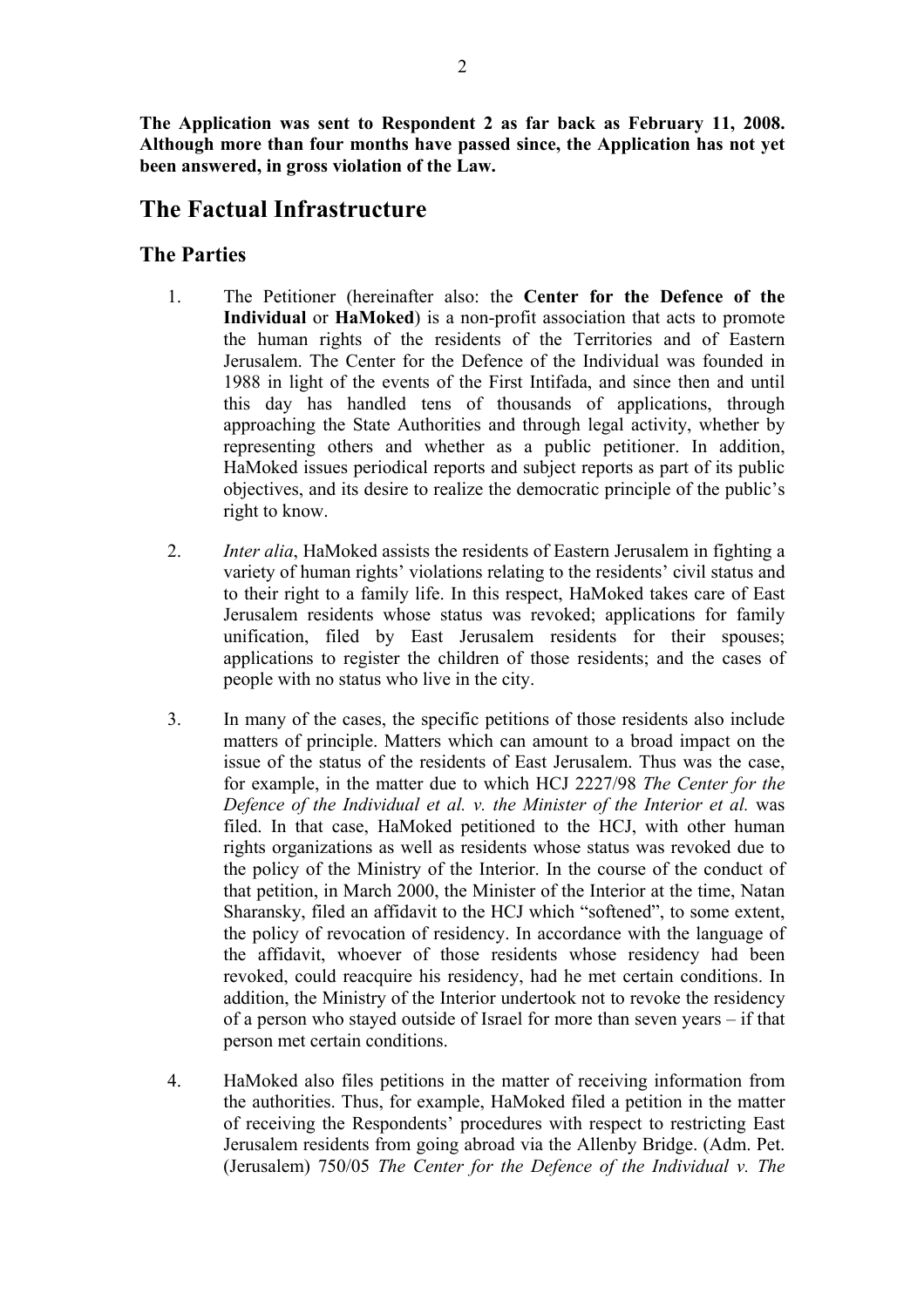**The Application was sent to Respondent 2 as far back as February 11, 2008. Although more than four months have passed since, the Application has not yet been answered, in gross violation of the Law.**

# The Factual Infrastructure

## The Parties

1. The Petitioner (hereinafter also: the **Center for the Defence of the Individual** or **HaMoked**) is a non-profit association that acts to promote the human rights of the residents of the Territories and of Eastern Jerusalem. The Center for the Defence of the Individual was founded in 1988 in light of the events of the First Intifada, and since then and until this day has handled tens of thousands of applications, through approaching the State Authorities and through legal activity, whether by representing others and whether as a public petitioner. In addition, HaMoked issues periodical reports and subject reports as part of its public objectives, and its desire to realize the democratic principle of the public's right to know.

2. *Inter alia*, HaMoked assists the residents of Eastern Jerusalem in fighting a variety of human rights' violations relating to the residents' civil status and to their right to a family life. In this respect, HaMoked takes care of East Jerusalem residents whose status was revoked; applications for family unification, filed by East Jerusalem residents for their spouses; applications to register the children of those residents; and the cases of people with no status who live in the city.

3. In many of the cases, the specific petitions of those residents also include matters of principle. Matters which can amount to a broad impact on the issue of the status of the residents of East Jerusalem. Thus was the case, for example, in the matter due to which HCJ 2227/98 *The Center for the Defence of the Individual et al. v. the Minister of the Interior et al.* was filed. In that case, HaMoked petitioned to the HCJ, with other human rights organizations as well as residents whose status was revoked due to the policy of the Ministry of the Interior. In the course of the conduct of that petition, in March 2000, the Minister of the Interior at the time, Natan Sharansky, filed an affidavit to the HCJ which "softened", to some extent, the policy of revocation of residency. In accordance with the language of the affidavit, whoever of those residents whose residency had been revoked, could reacquire his residency, had he met certain conditions. In addition, the Ministry of the Interior undertook not to revoke the residency of a person who stayed outside of Israel for more than seven years – if that person met certain conditions.

4. HaMoked also files petitions in the matter of receiving information from the authorities. Thus, for example, HaMoked filed a petition in the matter of receiving the Respondents' procedures with respect to restricting East Jerusalem residents from going abroad via the Allenby Bridge. (Adm. Pet. (Jerusalem) 750/05 *The Center for the Defence of the Individual v. The*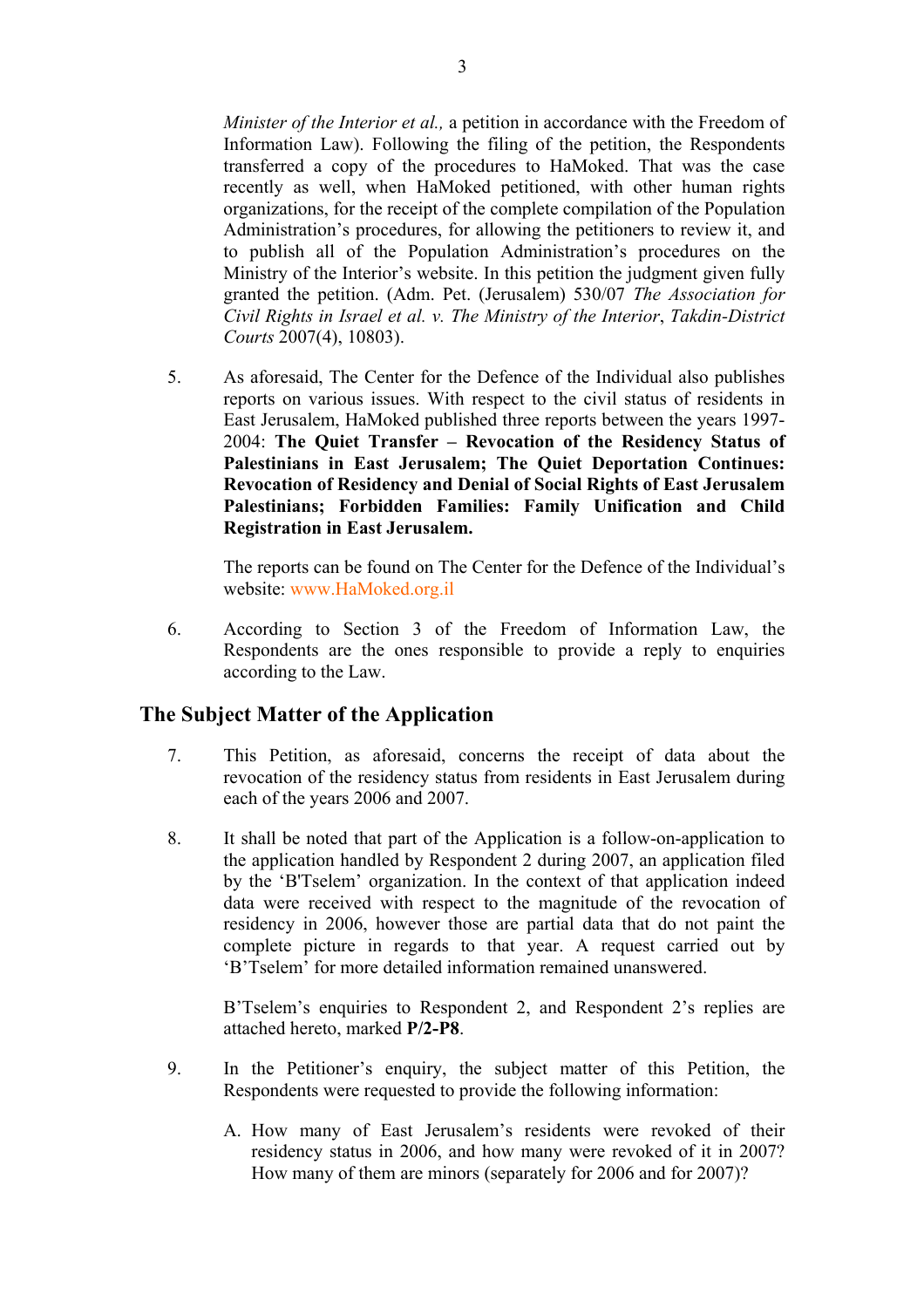*Minister of the Interior et al.,* a petition in accordance with the Freedom of Information Law). Following the filing of the petition, the Respondents transferred a copy of the procedures to HaMoked. That was the case recently as well, when HaMoked petitioned, with other human rights organizations, for the receipt of the complete compilation of the Population Administration's procedures, for allowing the petitioners to review it, and to publish all of the Population Administration's procedures on the Ministry of the Interior's website. In this petition the judgment given fully granted the petition. (Adm. Pet. (Jerusalem) 530/07 *The Association for Civil Rights in Israel et al. v. The Ministry of the Interior*, *Takdin-District Courts* 2007(4), 10803).

5. As aforesaid, The Center for the Defence of the Individual also publishes reports on various issues. With respect to the civil status of residents in East Jerusalem, HaMoked published three reports between the years 1997-2004: **The Quiet Transfer – Revocation of the Residency Status of Palestinians in East Jerusalem; The Quiet Deportation Continues: Revocation of Residency and Denial of Social Rights of East Jerusalem Palestinians; Forbidden Families: Family Unification and Child Registration in East Jerusalem.**

   The reports can be found on The Center for the Defence of the Individual's website: www.HaMoked.org.il

6. According to Section 3 of the Freedom of Information Law, the Respondents are the ones responsible to provide a reply to enquiries according to the Law.

## The Subject Matter of the Application

7. This Petition, as aforesaid, concerns the receipt of data about the revocation of the residency status from residents in East Jerusalem during each of the years 2006 and 2007.

8. It shall be noted that part of the Application is a follow-on-application to the application handled by Respondent 2 during 2007, an application filed by the 'B'Tselem' organization. In the context of that application indeed data were received with respect to the magnitude of the revocation of residency in 2006, however those are partial data that do not paint the complete picture in regards to that year. A request carried out by 'B'Tselem' for more detailed information remained unanswered.

   B'Tselem's enquiries to Respondent 2, and Respondent 2's replies are attached hereto, marked **P/2-P8**.

9. In the Petitioner's enquiry, the subject matter of this Petition, the Respondents were requested to provide the following information:

   A. How many of East Jerusalem's residents were revoked of their residency status in 2006, and how many were revoked of it in 2007? How many of them are minors (separately for 2006 and for 2007)?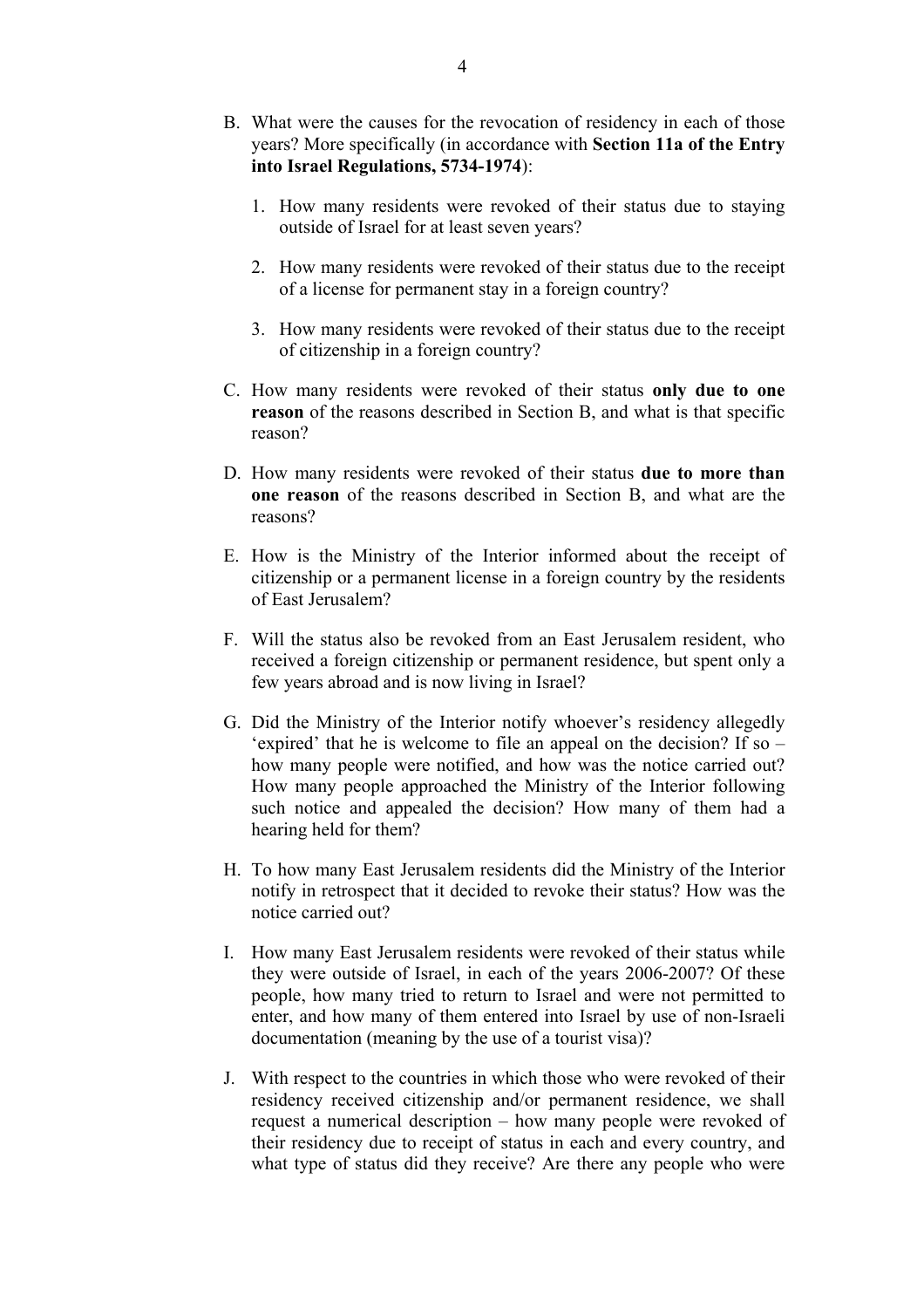B. What were the causes for the revocation of residency in each of those years? More specifically (in accordance with **Section 11a of the Entry into Israel Regulations, 5734-1974**):

   1. How many residents were revoked of their status due to staying outside of Israel for at least seven years?

   2. How many residents were revoked of their status due to the receipt of a license for permanent stay in a foreign country?

   3. How many residents were revoked of their status due to the receipt of citizenship in a foreign country?

C. How many residents were revoked of their status **only due to one reason** of the reasons described in Section B, and what is that specific reason?

D. How many residents were revoked of their status **due to more than one reason** of the reasons described in Section B, and what are the reasons?

E. How is the Ministry of the Interior informed about the receipt of citizenship or a permanent license in a foreign country by the residents of East Jerusalem?

F. Will the status also be revoked from an East Jerusalem resident, who received a foreign citizenship or permanent residence, but spent only a few years abroad and is now living in Israel?

G. Did the Ministry of the Interior notify whoever's residency allegedly 'expired' that he is welcome to file an appeal on the decision? If so – how many people were notified, and how was the notice carried out? How many people approached the Ministry of the Interior following such notice and appealed the decision? How many of them had a hearing held for them?

H. To how many East Jerusalem residents did the Ministry of the Interior notify in retrospect that it decided to revoke their status? How was the notice carried out?

I. How many East Jerusalem residents were revoked of their status while they were outside of Israel, in each of the years 2006-2007? Of these people, how many tried to return to Israel and were not permitted to enter, and how many of them entered into Israel by use of non-Israeli documentation (meaning by the use of a tourist visa)?

J. With respect to the countries in which those who were revoked of their residency received citizenship and/or permanent residence, we shall request a numerical description – how many people were revoked of their residency due to receipt of status in each and every country, and what type of status did they receive? Are there any people who were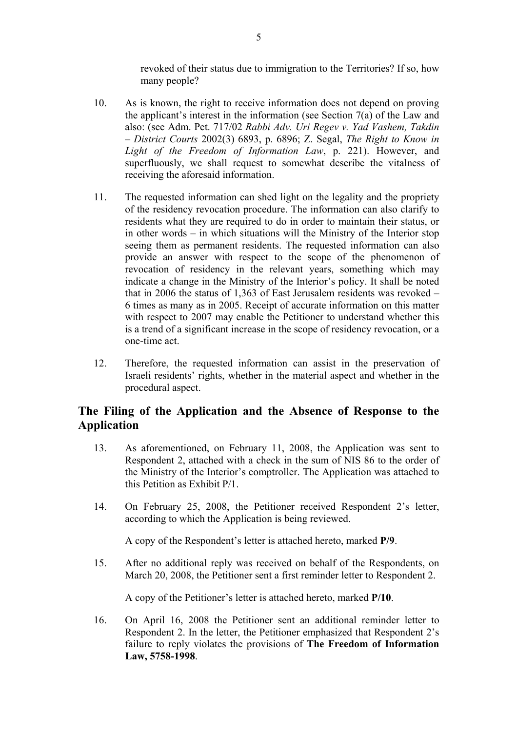revoked of their status due to immigration to the Territories? If so, how many people?

10. As is known, the right to receive information does not depend on proving the applicant's interest in the information (see Section 7(a) of the Law and also: (see Adm. Pet. 717/02 *Rabbi Adv. Uri Regev v. Yad Vashem, Takdin – District Courts* 2002(3) 6893, p. 6896; Z. Segal, *The Right to Know in Light of the Freedom of Information Law*, p. 221). However, and superfluously, we shall request to somewhat describe the vitalness of receiving the aforesaid information.

11. The requested information can shed light on the legality and the propriety of the residency revocation procedure. The information can also clarify to residents what they are required to do in order to maintain their status, or in other words – in which situations will the Ministry of the Interior stop seeing them as permanent residents. The requested information can also provide an answer with respect to the scope of the phenomenon of revocation of residency in the relevant years, something which may indicate a change in the Ministry of the Interior's policy. It shall be noted that in 2006 the status of 1,363 of East Jerusalem residents was revoked – 6 times as many as in 2005. Receipt of accurate information on this matter with respect to 2007 may enable the Petitioner to understand whether this is a trend of a significant increase in the scope of residency revocation, or a one-time act.

12. Therefore, the requested information can assist in the preservation of Israeli residents' rights, whether in the material aspect and whether in the procedural aspect.

## The Filing of the Application and the Absence of Response to the Application

13. As aforementioned, on February 11, 2008, the Application was sent to Respondent 2, attached with a check in the sum of NIS 86 to the order of the Ministry of the Interior's comptroller. The Application was attached to this Petition as Exhibit P/1.

14. On February 25, 2008, the Petitioner received Respondent 2's letter, according to which the Application is being reviewed.

    A copy of the Respondent's letter is attached hereto, marked **P/9**.

15. After no additional reply was received on behalf of the Respondents, on March 20, 2008, the Petitioner sent a first reminder letter to Respondent 2.

    A copy of the Petitioner's letter is attached hereto, marked **P/10**.

16. On April 16, 2008 the Petitioner sent an additional reminder letter to Respondent 2. In the letter, the Petitioner emphasized that Respondent 2's failure to reply violates the provisions of **The Freedom of Information Law, 5758-1998**.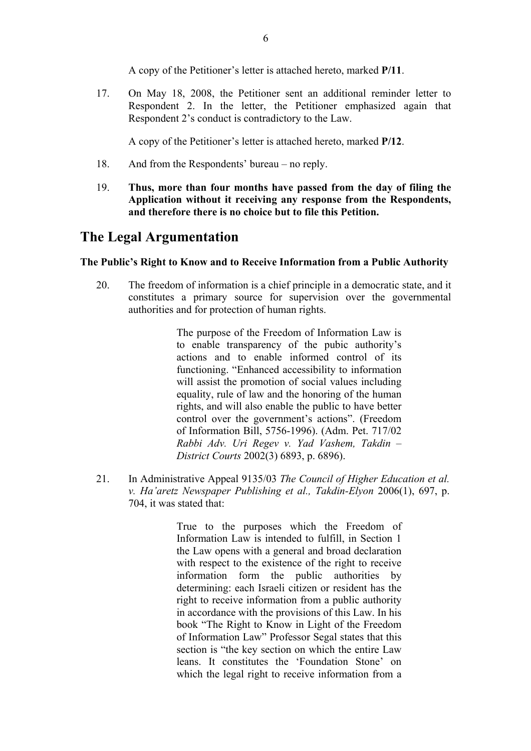A copy of the Petitioner's letter is attached hereto, marked **P/11**.

17. On May 18, 2008, the Petitioner sent an additional reminder letter to Respondent 2. In the letter, the Petitioner emphasized again that Respondent 2's conduct is contradictory to the Law.

    A copy of the Petitioner's letter is attached hereto, marked **P/12**.

18. And from the Respondents' bureau – no reply.

19. **Thus, more than four months have passed from the day of filing the Application without it receiving any response from the Respondents, and therefore there is no choice but to file this Petition.**

## The Legal Argumentation

**The Public's Right to Know and to Receive Information from a Public Authority**

20. The freedom of information is a chief principle in a democratic state, and it constitutes a primary source for supervision over the governmental authorities and for protection of human rights.

    > The purpose of the Freedom of Information Law is to enable transparency of the pubic authority's actions and to enable informed control of its functioning. "Enhanced accessibility to information will assist the promotion of social values including equality, rule of law and the honoring of the human rights, and will also enable the public to have better control over the government's actions". (Freedom of Information Bill, 5756-1996). (Adm. Pet. 717/02 *Rabbi Adv. Uri Regev v. Yad Vashem, Takdin – District Courts* 2002(3) 6893, p. 6896).

21. In Administrative Appeal 9135/03 *The Council of Higher Education et al. v. Ha'aretz Newspaper Publishing et al., Takdin-Elyon* 2006(1), 697, p. 704, it was stated that:

    > True to the purposes which the Freedom of Information Law is intended to fulfill, in Section 1 the Law opens with a general and broad declaration with respect to the existence of the right to receive information form the public authorities by determining: each Israeli citizen or resident has the right to receive information from a public authority in accordance with the provisions of this Law. In his book "The Right to Know in Light of the Freedom of Information Law" Professor Segal states that this section is "the key section on which the entire Law leans. It constitutes the 'Foundation Stone' on which the legal right to receive information from a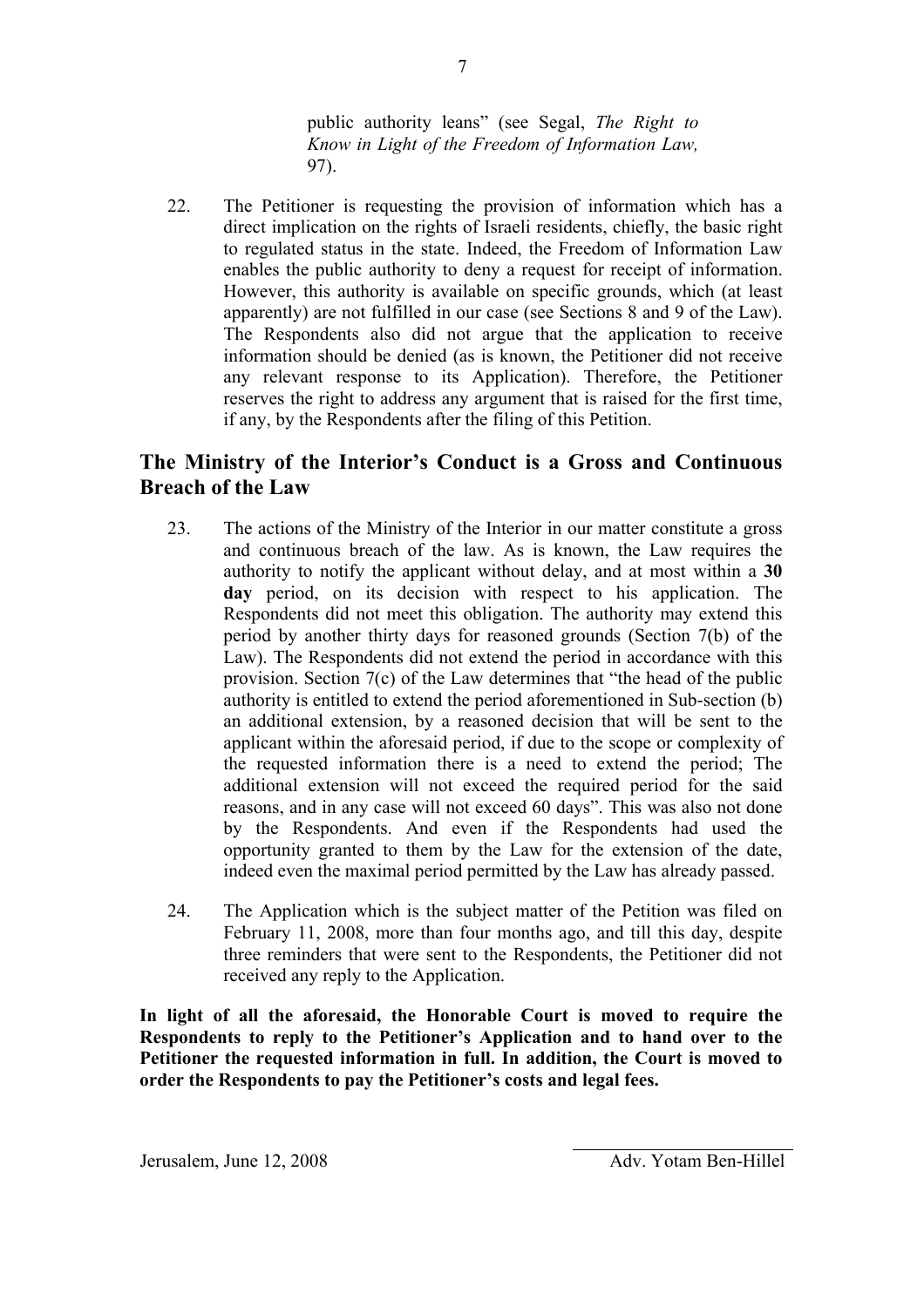public authority leans" (see Segal, *The Right to Know in Light of the Freedom of Information Law,* 97).

22. The Petitioner is requesting the provision of information which has a direct implication on the rights of Israeli residents, chiefly, the basic right to regulated status in the state. Indeed, the Freedom of Information Law enables the public authority to deny a request for receipt of information. However, this authority is available on specific grounds, which (at least apparently) are not fulfilled in our case (see Sections 8 and 9 of the Law). The Respondents also did not argue that the application to receive information should be denied (as is known, the Petitioner did not receive any relevant response to its Application). Therefore, the Petitioner reserves the right to address any argument that is raised for the first time, if any, by the Respondents after the filing of this Petition.

## The Ministry of the Interior's Conduct is a Gross and Continuous Breach of the Law

23. The actions of the Ministry of the Interior in our matter constitute a gross and continuous breach of the law. As is known, the Law requires the authority to notify the applicant without delay, and at most within a **30 day** period, on its decision with respect to his application. The Respondents did not meet this obligation. The authority may extend this period by another thirty days for reasoned grounds (Section 7(b) of the Law). The Respondents did not extend the period in accordance with this provision. Section 7(c) of the Law determines that "the head of the public authority is entitled to extend the period aforementioned in Sub-section (b) an additional extension, by a reasoned decision that will be sent to the applicant within the aforesaid period, if due to the scope or complexity of the requested information there is a need to extend the period; The additional extension will not exceed the required period for the said reasons, and in any case will not exceed 60 days". This was also not done by the Respondents. And even if the Respondents had used the opportunity granted to them by the Law for the extension of the date, indeed even the maximal period permitted by the Law has already passed.

24. The Application which is the subject matter of the Petition was filed on February 11, 2008, more than four months ago, and till this day, despite three reminders that were sent to the Respondents, the Petitioner did not received any reply to the Application.

**In light of all the aforesaid, the Honorable Court is moved to require the Respondents to reply to the Petitioner's Application and to hand over to the Petitioner the requested information in full. In addition, the Court is moved to order the Respondents to pay the Petitioner's costs and legal fees.**

Jerusalem, June 12, 2008

Adv. Yotam Ben-Hillel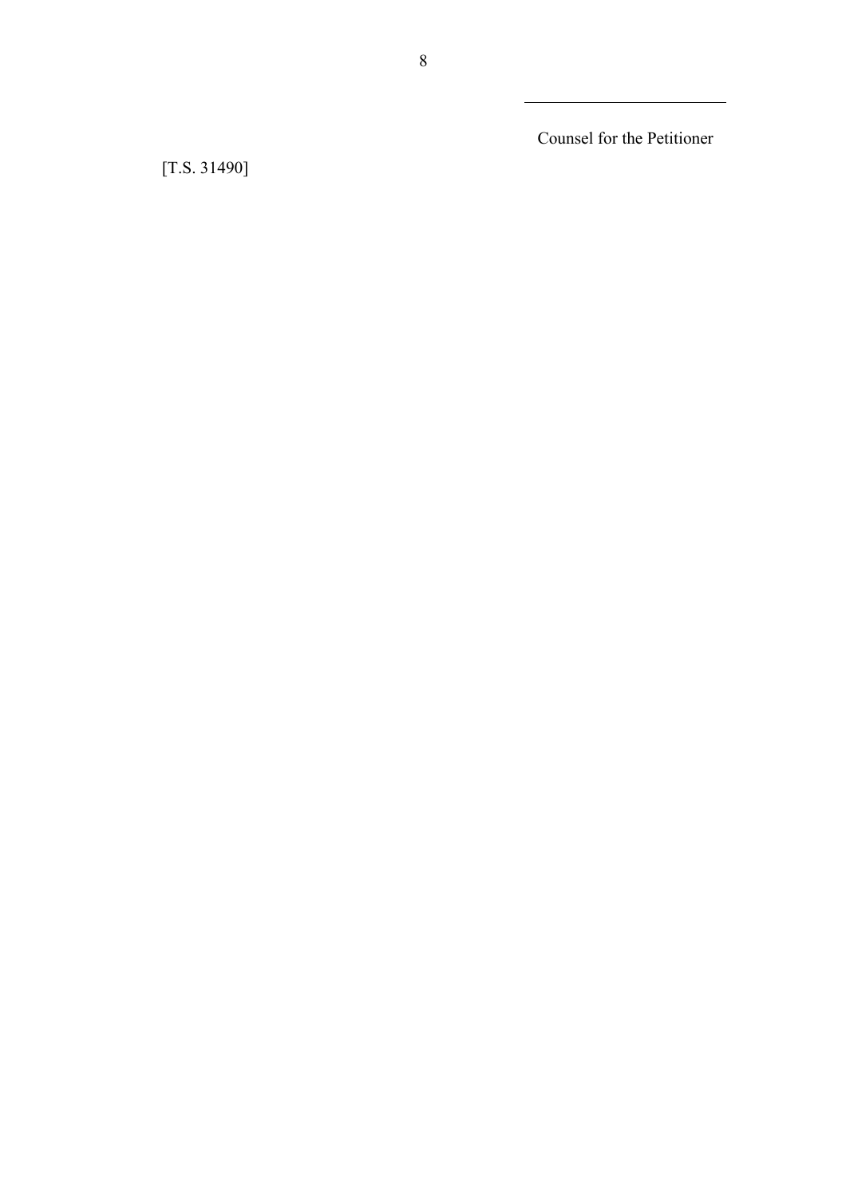\_\_\_\_\_\_\_\_\_\_\_\_\_\_\_\_\_\_\_\_\_\_\_\_\_\_

Counsel for the Petitioner

[T.S. 31490]